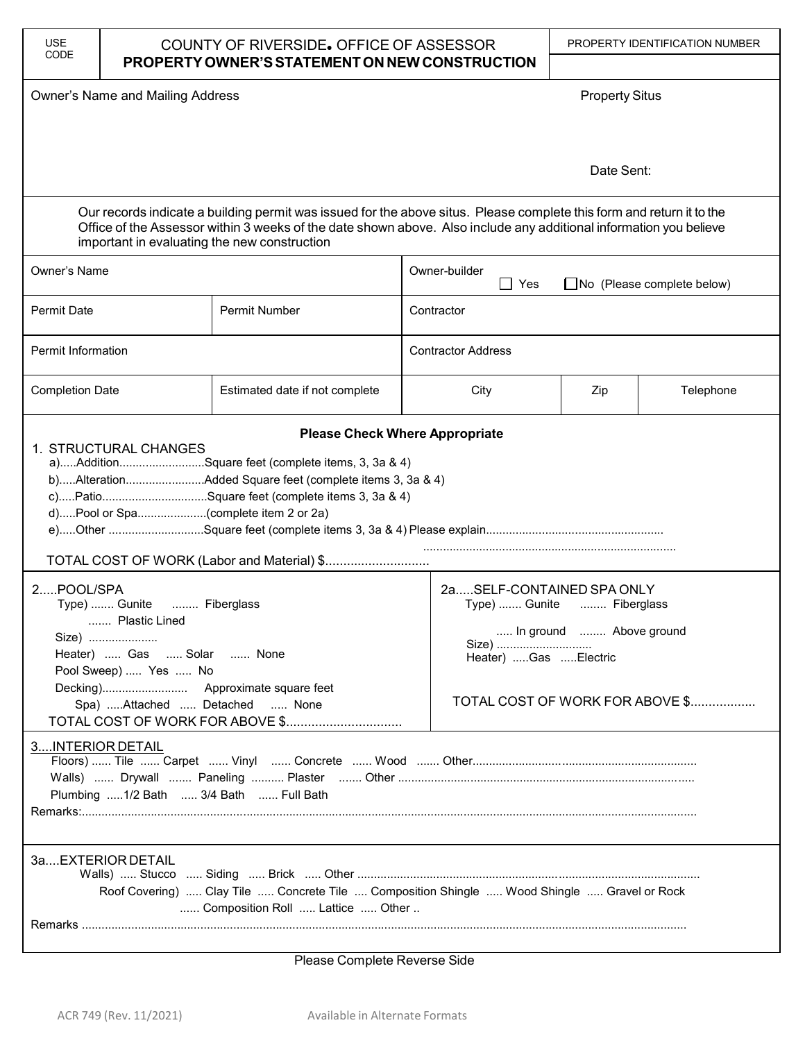| USE CODE | COUNTY OF RIVERSIDE. OFFICE OF ASSESSOR **PROPERTY OWNER'S STATEMENT ON NEW CONSTRUCTION** | PROPERTY IDENTIFICATION NUMBER |
|---|---|---|
| | | |

Owner's Name and Mailing Address

Property Situs

Date Sent:

Our records indicate a building permit was issued for the above situs. Please complete this form and return it to the Office of the Assessor within 3 weeks of the date shown above. Also include any additional information you believe important in evaluating the new construction

| Owner's Name | | Owner-builder ☐ Yes ☐ No (Please complete below) | | |
|---|---|---|---|---|
| Permit Date | Permit Number | Contractor | | |
| Permit Information | | Contractor Address | | |
| Completion Date | Estimated date if not complete | City | Zip | Telephone |

**Please Check Where Appropriate**

1. STRUCTURAL CHANGES
   - a).....Addition..........................Square feet (complete items, 3, 3a & 4)
   - b).....Alteration........................Added Square feet (complete items 3, 3a & 4)
   - c).....Patio................................Square feet (complete items 3, 3a & 4)
   - d).....Pool or Spa.....................(complete item 2 or 2a)
   - e).....Other .............................Square feet (complete items 3, 3a & 4) Please explain.....................................................
   .............................................................................

   TOTAL COST OF WORK (Labor and Material) $.............................

2.....POOL/SPA
   - Type) ....... Gunite ........ Fiberglass ....... Plastic Lined
   - Size) .....................
   - Heater) ..... Gas ..... Solar ...... None
   - Pool Sweep) ..... Yes ..... No
   - Decking).......................... Approximate square feet
   - Spa) .....Attached ..... Detached ..... None

   TOTAL COST OF WORK FOR ABOVE $................................

2a.....SELF-CONTAINED SPA ONLY
   - Type) ....... Gunite ........ Fiberglass
   - ..... In ground ........ Above ground
   - Size) .............................
   - Heater) .....Gas .....Electric

   TOTAL COST OF WORK FOR ABOVE $..................

3....INTERIOR DETAIL
   - Floors) ...... Tile ...... Carpet ...... Vinyl ...... Concrete ...... Wood ....... Other............................................................................
   - Walls) ...... Drywall ....... Paneling .......... Plaster ....... Other .........................................................................................
   - Plumbing .....1/2 Bath ..... 3/4 Bath ...... Full Bath

   Remarks:...........................................................................................................................................................................

3a....EXTERIOR DETAIL
   - Walls) ..... Stucco ..... Siding ..... Brick ..... Other ........................................................................................................
   - Roof Covering) ..... Clay Tile ..... Concrete Tile .... Composition Shingle ..... Wood Shingle ..... Gravel or Rock ...... Composition Roll ..... Lattice ..... Other ..

   Remarks ..........................................................................................................................................................................

Please Complete Reverse Side

ACR 749 (Rev. 11/2021) Available in Alternate Formats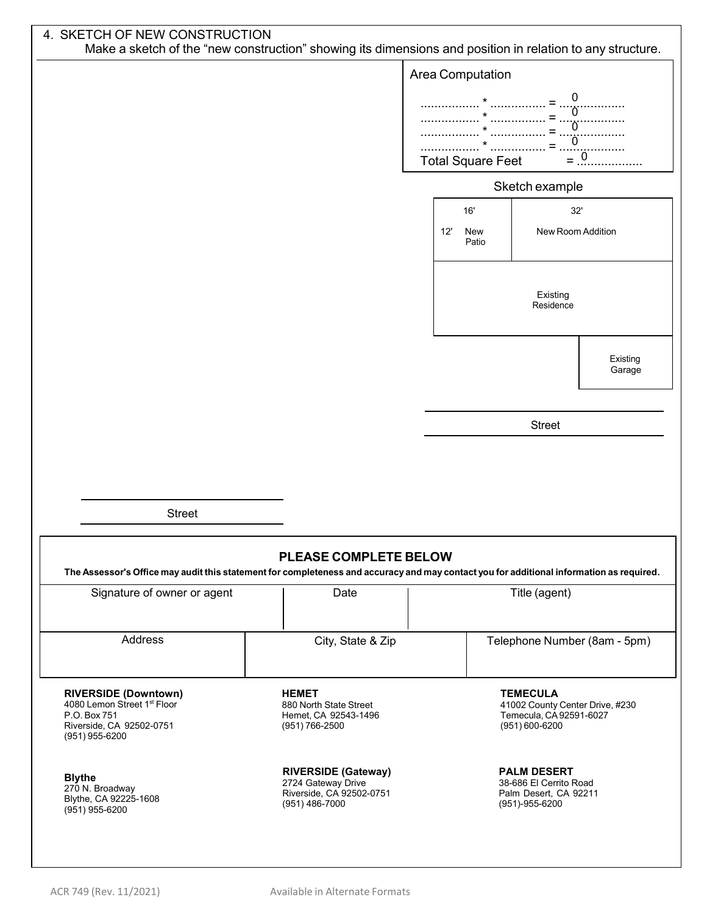## 4. SKETCH OF NEW CONSTRUCTION

Make a sketch of the "new construction" showing its dimensions and position in relation to any structure.

**Area Computation**

| | | | | |
|---|---|---|---|---|
| ................ | * | ................ | = | 0 |
| ................ | * | ................ | = | 0 |
| ................ | * | ................ | = | 0 |
| ................ | * | ................ | = | 0 |
| Total Square Feet | | | = | 0 |

Sketch example

16'
32'
12'
New Patio
New Room Addition
Existing Residence
Existing Garage
Street

Street

**PLEASE COMPLETE BELOW**

**The Assessor's Office may audit this statement for completeness and accuracy and may contact you for additional information as required.**

| Signature of owner or agent | Date | Title (agent) |
|---|---|---|
| | | |

| Address | City, State & Zip | Telephone Number (8am - 5pm) |
|---|---|---|
| | | |

**RIVERSIDE (Downtown)**
4080 Lemon Street 1st Floor
P.O. Box 751
Riverside, CA 92502-0751
(951) 955-6200

**HEMET**
880 North State Street
Hemet, CA 92543-1496
(951) 766-2500

**TEMECULA**
41002 County Center Drive, #230
Temecula, CA 92591-6027
(951) 600-6200

**Blythe**
270 N. Broadway
Blythe, CA 92225-1608
(951) 955-6200

**RIVERSIDE (Gateway)**
2724 Gateway Drive
Riverside, CA 92502-0751
(951) 486-7000

**PALM DESERT**
38-686 El Cerrito Road
Palm Desert, CA 92211
(951)-955-6200

ACR 749 (Rev. 11/2021) Available in Alternate Formats